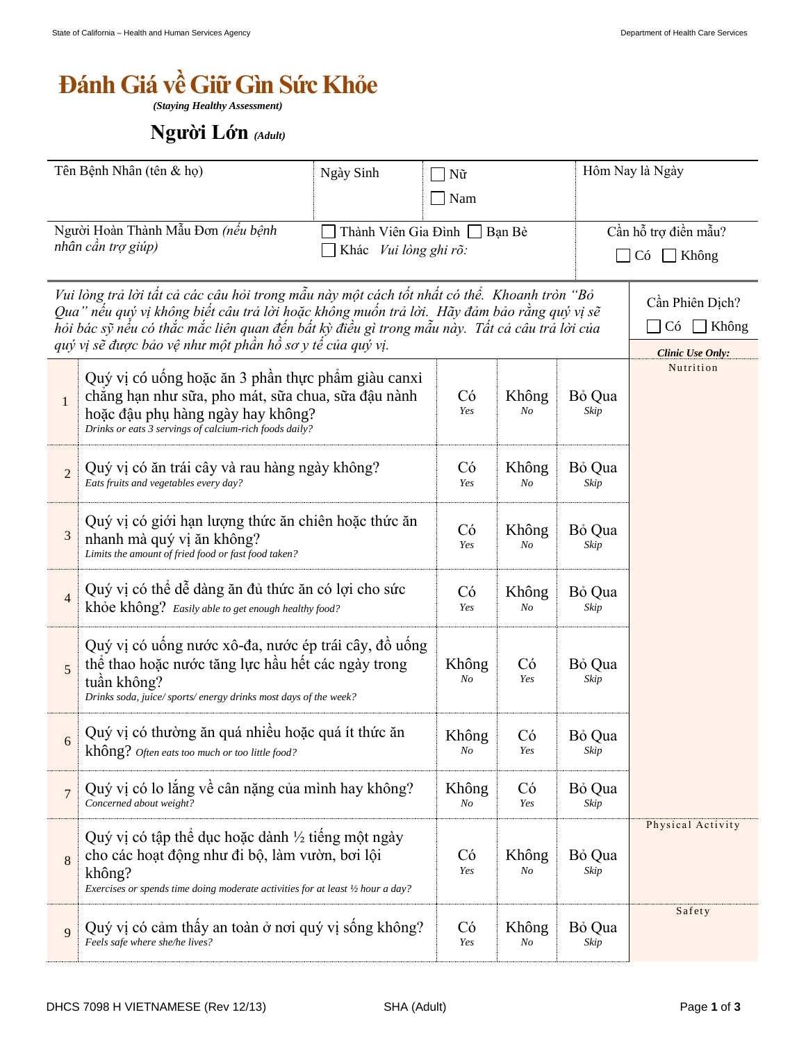# Đánh Giá về Giữ Gìn Sức Khỏe

***(Staying Healthy Assessment)***

## Người Lớn *(Adult)*

| Tên Bệnh Nhân (tên & họ) | Ngày Sinh | ☐ Nữ ☐ Nam | Hôm Nay là Ngày |
|---|---|---|---|
| Người Hoàn Thành Mẫu Đơn *(nếu bệnh nhân cần trợ giúp)* | ☐ Thành Viên Gia Đình ☐ Bạn Bè ☐ Khác *Vui lòng ghi rõ:* | | Cần hỗ trợ điền mẫu? ☐ Có ☐ Không |

*Vui lòng trả lời tất cả các câu hỏi trong mẫu này một cách tốt nhất có thể. Khoanh tròn "Bỏ Qua" nếu quý vị không biết câu trả lời hoặc không muốn trả lời. Hãy đảm bảo rằng quý vị sẽ hỏi bác sỹ nếu có thắc mắc liên quan đến bất kỳ điều gì trong mẫu này. Tất cả câu trả lời của quý vị sẽ được bảo vệ như một phần hồ sơ y tế của quý vị.*

Cần Phiên Dịch? ☐ Có ☐ Không

| | | | | | ***Clinic Use Only:*** |
|---|---|---|---|---|---|
| 1 | Quý vị có uống hoặc ăn 3 phần thực phẩm giàu canxi chẳng hạn như sữa, pho mát, sữa chua, sữa đậu nành hoặc đậu phụ hàng ngày hay không? *Drinks or eats 3 servings of calcium-rich foods daily?* | Có *Yes* | Không *No* | Bỏ Qua *Skip* | Nutrition |
| 2 | Quý vị có ăn trái cây và rau hàng ngày không? *Eats fruits and vegetables every day?* | Có *Yes* | Không *No* | Bỏ Qua *Skip* | |
| 3 | Quý vị có giới hạn lượng thức ăn chiên hoặc thức ăn nhanh mà quý vị ăn không? *Limits the amount of fried food or fast food taken?* | Có *Yes* | Không *No* | Bỏ Qua *Skip* | |
| 4 | Quý vị có thể dễ dàng ăn đủ thức ăn có lợi cho sức khỏe không? *Easily able to get enough healthy food?* | Có *Yes* | Không *No* | Bỏ Qua *Skip* | |
| 5 | Quý vị có uống nước xô-đa, nước ép trái cây, đồ uống thể thao hoặc nước tăng lực hầu hết các ngày trong tuần không? *Drinks soda, juice/ sports/ energy drinks most days of the week?* | Không *No* | Có *Yes* | Bỏ Qua *Skip* | |
| 6 | Quý vị có thường ăn quá nhiều hoặc quá ít thức ăn không? *Often eats too much or too little food?* | Không *No* | Có *Yes* | Bỏ Qua *Skip* | |
| 7 | Quý vị có lo lắng về cân nặng của mình hay không? *Concerned about weight?* | Không *No* | Có *Yes* | Bỏ Qua *Skip* | |
| 8 | Quý vị có tập thể dục hoặc dành ½ tiếng một ngày cho các hoạt động như đi bộ, làm vườn, bơi lội không? *Exercises or spends time doing moderate activities for at least ½ hour a day?* | Có *Yes* | Không *No* | Bỏ Qua *Skip* | Physical Activity |
| 9 | Quý vị có cảm thấy an toàn ở nơi quý vị sống không? *Feels safe where she/he lives?* | Có *Yes* | Không *No* | Bỏ Qua *Skip* | Safety |

DHCS 7098 H VIETNAMESE (Rev 12/13) SHA (Adult)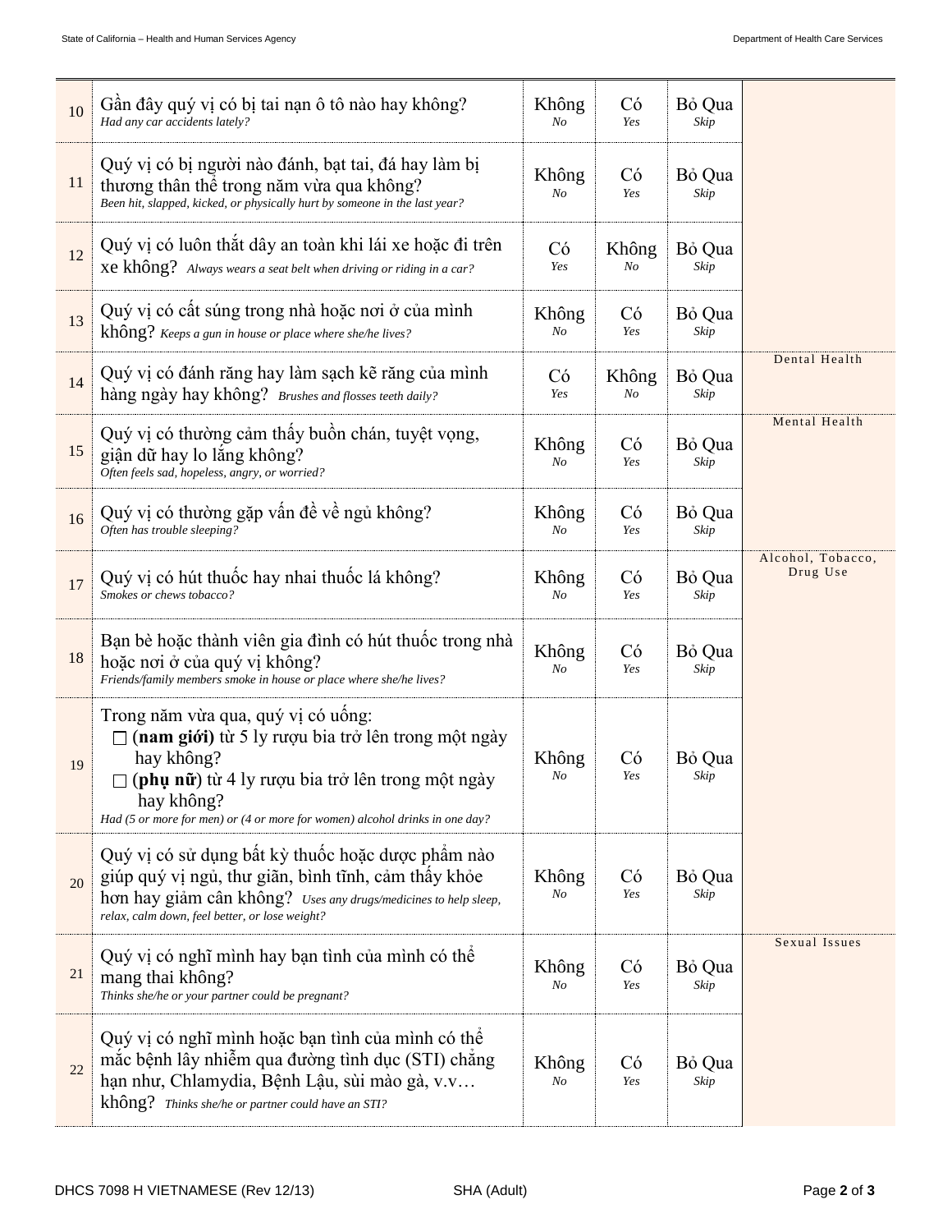| # | Question | | | | |
|---|---|---|---|---|---|
| 10 | Gần đây quý vị có bị tai nạn ô tô nào hay không? *Had any car accidents lately?* | Không *No* | Có *Yes* | Bỏ Qua *Skip* | |
| 11 | Quý vị có bị người nào đánh, bạt tai, đá hay làm bị thương thân thể trong năm vừa qua không? *Been hit, slapped, kicked, or physically hurt by someone in the last year?* | Không *No* | Có *Yes* | Bỏ Qua *Skip* | |
| 12 | Quý vị có luôn thắt dây an toàn khi lái xe hoặc đi trên xe không? *Always wears a seat belt when driving or riding in a car?* | Có *Yes* | Không *No* | Bỏ Qua *Skip* | |
| 13 | Quý vị có cất súng trong nhà hoặc nơi ở của mình không? *Keeps a gun in house or place where she/he lives?* | Không *No* | Có *Yes* | Bỏ Qua *Skip* | |
| 14 | Quý vị có đánh răng hay làm sạch kẽ răng của mình hàng ngày hay không? *Brushes and flosses teeth daily?* | Có *Yes* | Không *No* | Bỏ Qua *Skip* | Dental Health |
| 15 | Quý vị có thường cảm thấy buồn chán, tuyệt vọng, giận dữ hay lo lắng không? *Often feels sad, hopeless, angry, or worried?* | Không *No* | Có *Yes* | Bỏ Qua *Skip* | Mental Health |
| 16 | Quý vị có thường gặp vấn đề về ngủ không? *Often has trouble sleeping?* | Không *No* | Có *Yes* | Bỏ Qua *Skip* | |
| 17 | Quý vị có hút thuốc hay nhai thuốc lá không? *Smokes or chews tobacco?* | Không *No* | Có *Yes* | Bỏ Qua *Skip* | Alcohol, Tobacco, Drug Use |
| 18 | Bạn bè hoặc thành viên gia đình có hút thuốc trong nhà hoặc nơi ở của quý vị không? *Friends/family members smoke in house or place where she/he lives?* | Không *No* | Có *Yes* | Bỏ Qua *Skip* | |
| 19 | Trong năm vừa qua, quý vị có uống: ☐ (**nam giới**) từ 5 ly rượu bia trở lên trong một ngày hay không? ☐ (**phụ nữ**) từ 4 ly rượu bia trở lên trong một ngày hay không? *Had (5 or more for men) or (4 or more for women) alcohol drinks in one day?* | Không *No* | Có *Yes* | Bỏ Qua *Skip* | |
| 20 | Quý vị có sử dụng bất kỳ thuốc hoặc dược phẩm nào giúp quý vị ngủ, thư giãn, bình tĩnh, cảm thấy khỏe hơn hay giảm cân không? *Uses any drugs/medicines to help sleep, relax, calm down, feel better, or lose weight?* | Không *No* | Có *Yes* | Bỏ Qua *Skip* | |
| 21 | Quý vị có nghĩ mình hay bạn tình của mình có thể mang thai không? *Thinks she/he or your partner could be pregnant?* | Không *No* | Có *Yes* | Bỏ Qua *Skip* | Sexual Issues |
| 22 | Quý vị có nghĩ mình hoặc bạn tình của mình có thể mắc bệnh lây nhiễm qua đường tình dục (STI) chẳng hạn như, Chlamydia, Bệnh Lậu, sùi mào gà, v.v… không? *Thinks she/he or partner could have an STI?* | Không *No* | Có *Yes* | Bỏ Qua *Skip* | |

DHCS 7098 H VIETNAMESE (Rev 12/13) SHA (Adult)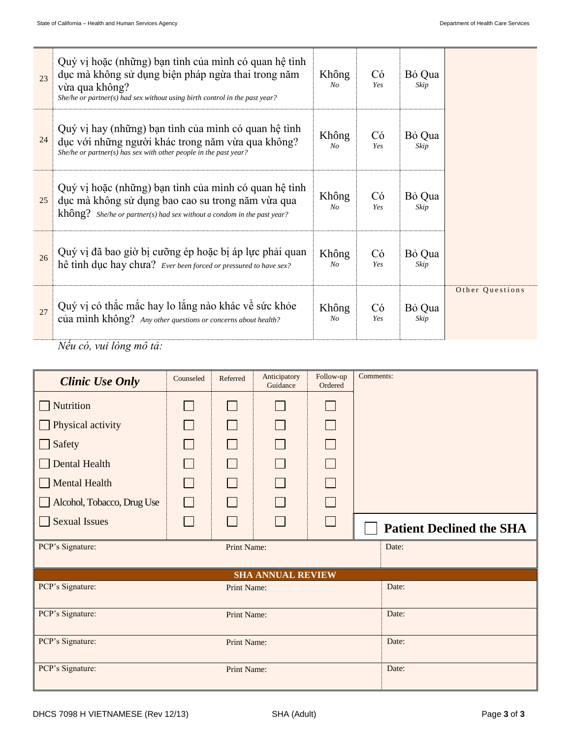| | | | | | |
|---|---|---|---|---|---|
| 23 | Quý vị hoặc (những) bạn tình của mình có quan hệ tình dục mà không sử dụng biện pháp ngừa thai trong năm vừa qua không? *She/he or partner(s) had sex without using birth control in the past year?* | Không *No* | Có *Yes* | Bỏ Qua *Skip* | |
| 24 | Quý vị hay (những) bạn tình của mình có quan hệ tình dục với những người khác trong năm vừa qua không? *She/he or partner(s) has sex with other people in the past year?* | Không *No* | Có *Yes* | Bỏ Qua *Skip* | |
| 25 | Quý vị hoặc (những) bạn tình của mình có quan hệ tình dục mà không sử dụng bao cao su trong năm vừa qua không? *She/he or partner(s) had sex without a condom in the past year?* | Không *No* | Có *Yes* | Bỏ Qua *Skip* | |
| 26 | Quý vị đã bao giờ bị cưỡng ép hoặc bị áp lực phải quan hệ tình dục hay chưa? *Ever been forced or pressured to have sex?* | Không *No* | Có *Yes* | Bỏ Qua *Skip* | |
| 27 | Quý vị có thắc mắc hay lo lắng nào khác về sức khỏe của mình không? *Any other questions or concerns about health?* | Không *No* | Có *Yes* | Bỏ Qua *Skip* | Other Questions |

*Nếu có, vui lòng mô tả:*

| ***Clinic Use Only*** | Counseled | Referred | Anticipatory Guidance | Follow-up Ordered | Comments: |
|---|---|---|---|---|---|
| ☐ Nutrition | ☐ | ☐ | ☐ | ☐ | |
| ☐ Physical activity | ☐ | ☐ | ☐ | ☐ | |
| ☐ Safety | ☐ | ☐ | ☐ | ☐ | |
| ☐ Dental Health | ☐ | ☐ | ☐ | ☐ | |
| ☐ Mental Health | ☐ | ☐ | ☐ | ☐ | |
| ☐ Alcohol, Tobacco, Drug Use | ☐ | ☐ | ☐ | ☐ | |
| ☐ Sexual Issues | ☐ | ☐ | ☐ | ☐ | ☐ **Patient Declined the SHA** |

| PCP's Signature: | Print Name: | Date: |
|---|---|---|

**SHA ANNUAL REVIEW**

| | | |
|---|---|---|
| PCP's Signature: | Print Name: | Date: |
| PCP's Signature: | Print Name: | Date: |
| PCP's Signature: | Print Name: | Date: |
| PCP's Signature: | Print Name: | Date: |